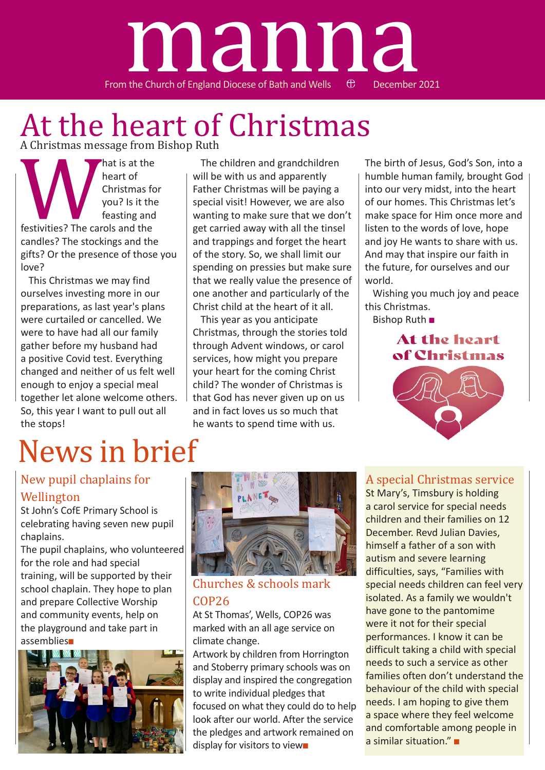# manna

From the Church of England Diocese of Bath and Wells ⊕ December 2021

# At the heart of Christmas

A Christmas message from Bishop Ruth

What is at the heart of Christmas for you? Is it the feasting and festivities? The carols and the candles? The stockings and the gifts? Or the presence of those you love?

This Christmas we may find ourselves investing more in our preparations, as last year's plans were curtailed or cancelled. We were to have had all our family gather before my husband had a positive Covid test. Everything changed and neither of us felt well enough to enjoy a special meal together let alone welcome others. So, this year I want to pull out all the stops!

The children and grandchildren will be with us and apparently Father Christmas will be paying a special visit! However, we are also wanting to make sure that we don't get carried away with all the tinsel and trappings and forget the heart of the story. So, we shall limit our spending on pressies but make sure that we really value the presence of one another and particularly of the Christ child at the heart of it all.

This year as you anticipate Christmas, through the stories told through Advent windows, or carol services, how might you prepare your heart for the coming Christ child? The wonder of Christmas is that God has never given up on us and in fact loves us so much that he wants to spend time with us.

The birth of Jesus, God's Son, into a humble human family, brought God into our very midst, into the heart of our homes. This Christmas let's make space for Him once more and listen to the words of love, hope and joy He wants to share with us. And may that inspire our faith in the future, for ourselves and our world.

Wishing you much joy and peace this Christmas.

Bishop Ruth ■

At the heart of Christmas

# News in brief

## New pupil chaplains for Wellington

St John's CofE Primary School is celebrating having seven new pupil chaplains.

The pupil chaplains, who volunteered for the role and had special training, will be supported by their school chaplain. They hope to plan and prepare Collective Worship and community events, help on the playground and take part in assemblies■

## Churches & schools mark COP26

At St Thomas', Wells, COP26 was marked with an all age service on climate change.

Artwork by children from Horrington and Stoberry primary schools was on display and inspired the congregation to write individual pledges that focused on what they could do to help look after our world. After the service the pledges and artwork remained on display for visitors to view■

## A special Christmas service

St Mary's, Timsbury is holding a carol service for special needs children and their families on 12 December. Revd Julian Davies, himself a father of a son with autism and severe learning difficulties, says, "Families with special needs children can feel very isolated. As a family we wouldn't have gone to the pantomime were it not for their special performances. I know it can be difficult taking a child with special needs to such a service as other families often don't understand the behaviour of the child with special needs. I am hoping to give them a space where they feel welcome and comfortable among people in a similar situation." ■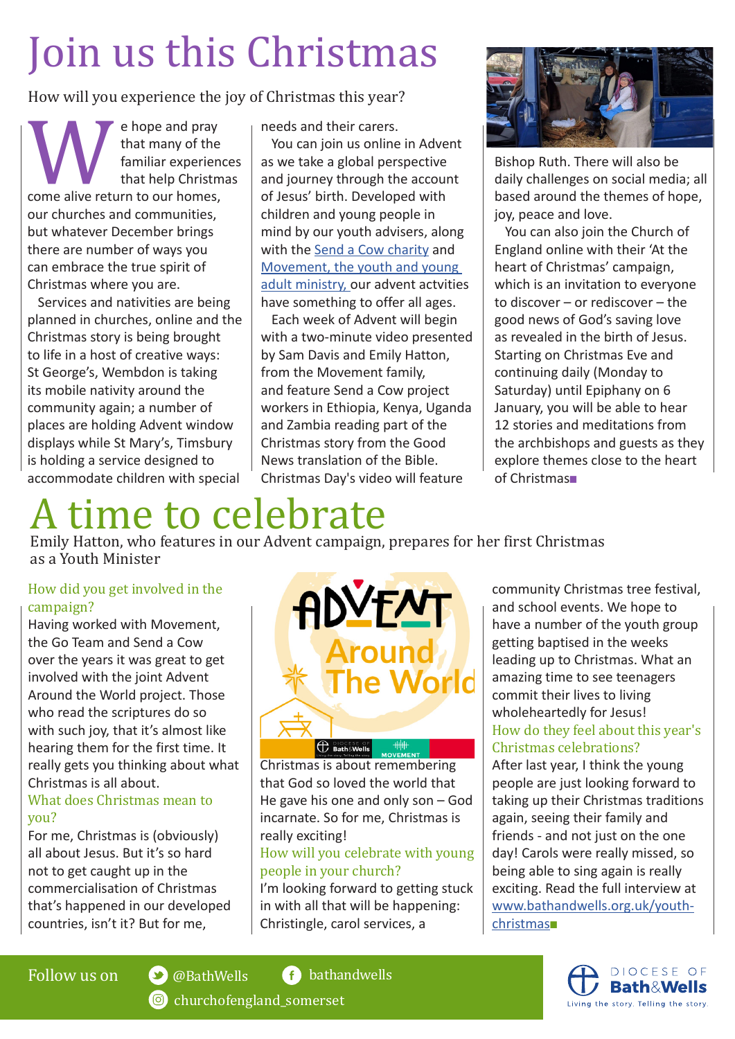# Join us this Christmas

How will you experience the joy of Christmas this year?

We hope and pray that many of the familiar experiences that help Christmas come alive return to our homes, our churches and communities, but whatever December brings there are number of ways you can embrace the true spirit of Christmas where you are.

Services and nativities are being planned in churches, online and the Christmas story is being brought to life in a host of creative ways: St George's, Wembdon is taking its mobile nativity around the community again; a number of places are holding Advent window displays while St Mary's, Timsbury is holding a service designed to accommodate children with special needs and their carers.

You can join us online in Advent as we take a global perspective and journey through the account of Jesus' birth. Developed with children and young people in mind by our youth advisers, along with the Send a Cow charity and Movement, the youth and young adult ministry, our advent actvities have something to offer all ages.

Each week of Advent will begin with a two-minute video presented by Sam Davis and Emily Hatton, from the Movement family, and feature Send a Cow project workers in Ethiopia, Kenya, Uganda and Zambia reading part of the Christmas story from the Good News translation of the Bible. Christmas Day's video will feature Bishop Ruth. There will also be daily challenges on social media; all based around the themes of hope, joy, peace and love.

You can also join the Church of England online with their 'At the heart of Christmas' campaign, which is an invitation to everyone to discover – or rediscover – the good news of God's saving love as revealed in the birth of Jesus. Starting on Christmas Eve and continuing daily (Monday to Saturday) until Epiphany on 6 January, you will be able to hear 12 stories and meditations from the archbishops and guests as they explore themes close to the heart of Christmas■

# A time to celebrate

Emily Hatton, who features in our Advent campaign, prepares for her first Christmas as a Youth Minister

### How did you get involved in the campaign?

Having worked with Movement, the Go Team and Send a Cow over the years it was great to get involved with the joint Advent Around the World project. Those who read the scriptures do so with such joy, that it's almost like hearing them for the first time. It really gets you thinking about what Christmas is all about.

### What does Christmas mean to you?

For me, Christmas is (obviously) all about Jesus. But it's so hard not to get caught up in the commercialisation of Christmas that's happened in our developed countries, isn't it? But for me, Christmas is about remembering that God so loved the world that He gave his one and only son – God incarnate. So for me, Christmas is really exciting!

### How will you celebrate with young people in your church?

I'm looking forward to getting stuck in with all that will be happening: Christingle, carol services, a community Christmas tree festival, and school events. We hope to have a number of the youth group getting baptised in the weeks leading up to Christmas. What an amazing time to see teenagers commit their lives to living wholeheartedly for Jesus!

### How do they feel about this year's Christmas celebrations?

After last year, I think the young people are just looking forward to taking up their Christmas traditions again, seeing their family and friends - and not just on the one day! Carols were really missed, so being able to sing again is really exciting. Read the full interview at www.bathandwells.org.uk/youth-christmas■

Follow us on @BathWells bathandwells churchofengland_somerset

DIOCESE OF Bath&Wells
Living the story. Telling the story.